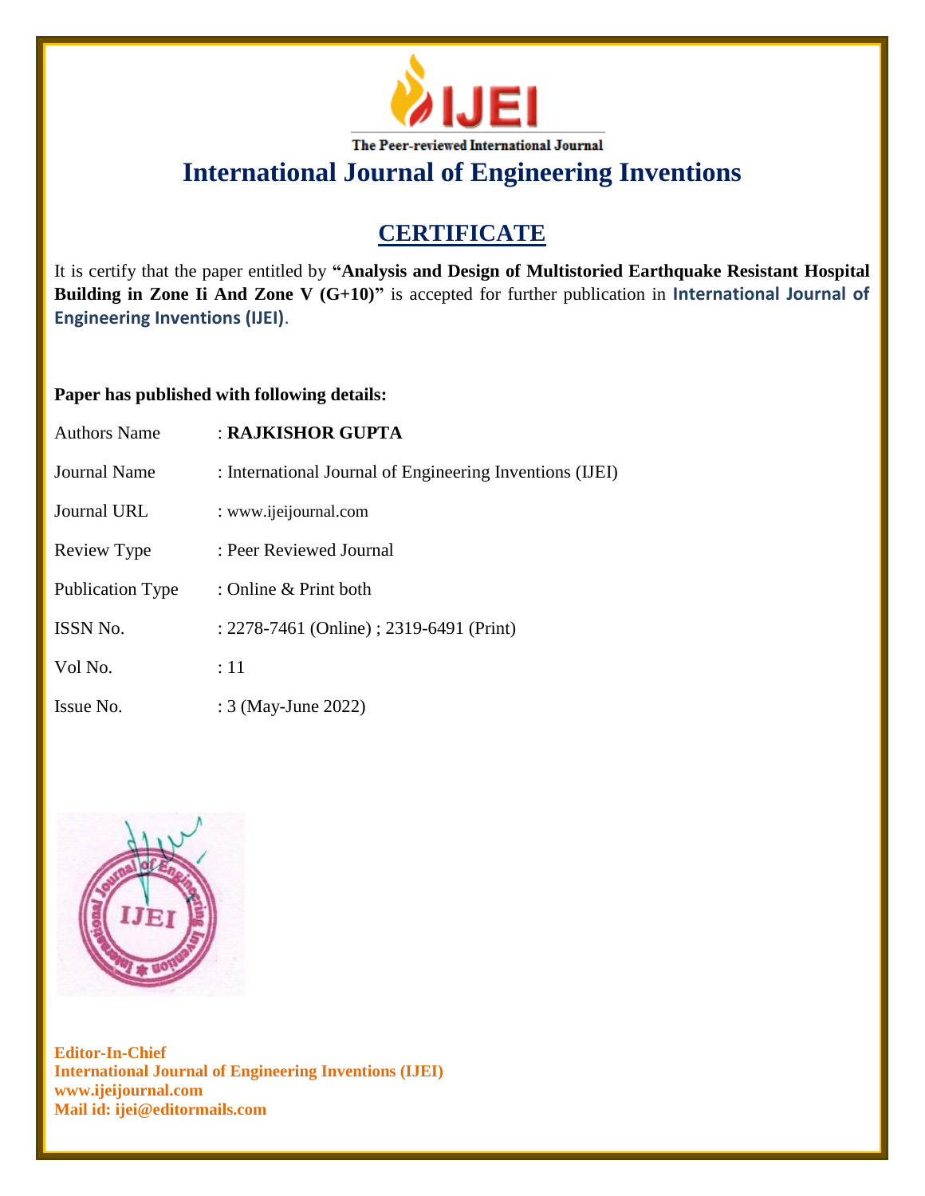The Peer-reviewed International Journal

# International Journal of Engineering Inventions

## CERTIFICATE

It is certify that the paper entitled by **"Analysis and Design of Multistoried Earthquake Resistant Hospital Building in Zone Ii And Zone V (G+10)"** is accepted for further publication in **International Journal of Engineering Inventions (IJEI)**.

**Paper has published with following details:**

| | |
|---|---|
| Authors Name | : **RAJKISHOR GUPTA** |
| Journal Name | : International Journal of Engineering Inventions (IJEI) |
| Journal URL | : www.ijeijournal.com |
| Review Type | : Peer Reviewed Journal |
| Publication Type | : Online & Print both |
| ISSN No. | : 2278-7461 (Online) ; 2319-6491 (Print) |
| Vol No. | : 11 |
| Issue No. | : 3 (May-June 2022) |

**Editor-In-Chief**
**International Journal of Engineering Inventions (IJEI)**
**www.ijeijournal.com**
**Mail id: ijei@editormails.com**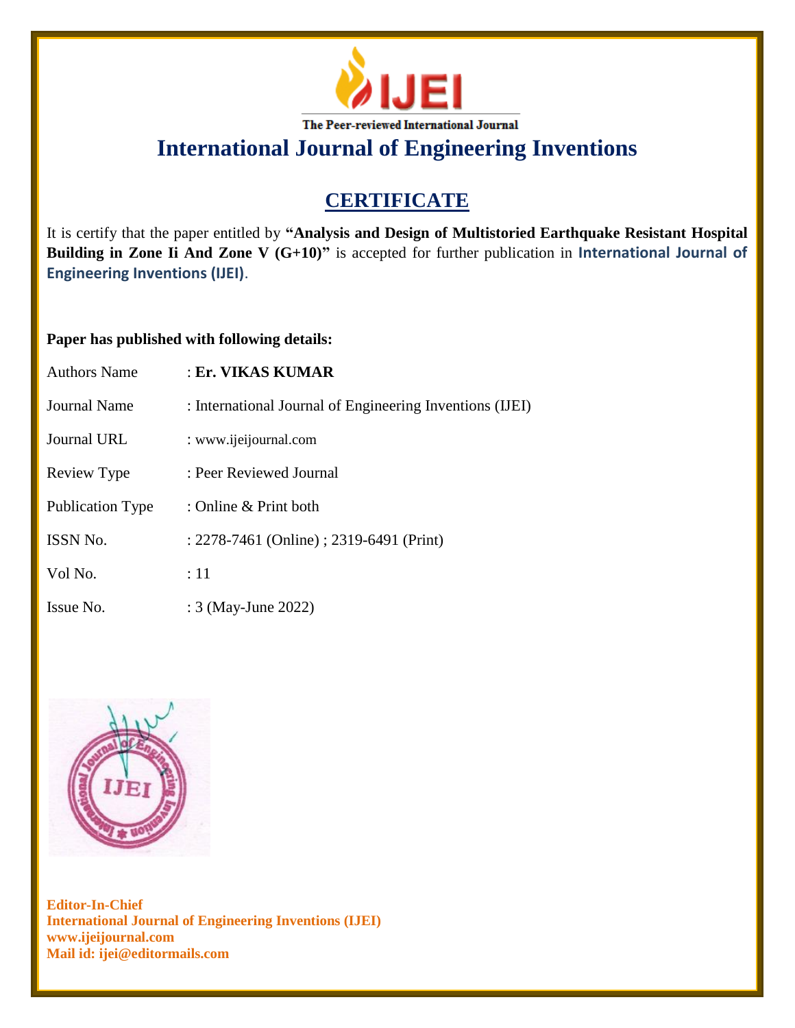The Peer-reviewed International Journal

# International Journal of Engineering Inventions

## CERTIFICATE

It is certify that the paper entitled by **"Analysis and Design of Multistoried Earthquake Resistant Hospital Building in Zone Ii And Zone V (G+10)"** is accepted for further publication in **International Journal of Engineering Inventions (IJEI)**.

**Paper has published with following details:**

| | |
|---|---|
| Authors Name | : **Er. VIKAS KUMAR** |
| Journal Name | : International Journal of Engineering Inventions (IJEI) |
| Journal URL | : www.ijeijournal.com |
| Review Type | : Peer Reviewed Journal |
| Publication Type | : Online & Print both |
| ISSN No. | : 2278-7461 (Online) ; 2319-6491 (Print) |
| Vol No. | : 11 |
| Issue No. | : 3 (May-June 2022) |

**Editor-In-Chief**
**International Journal of Engineering Inventions (IJEI)**
**www.ijeijournal.com**
**Mail id: ijei@editormails.com**